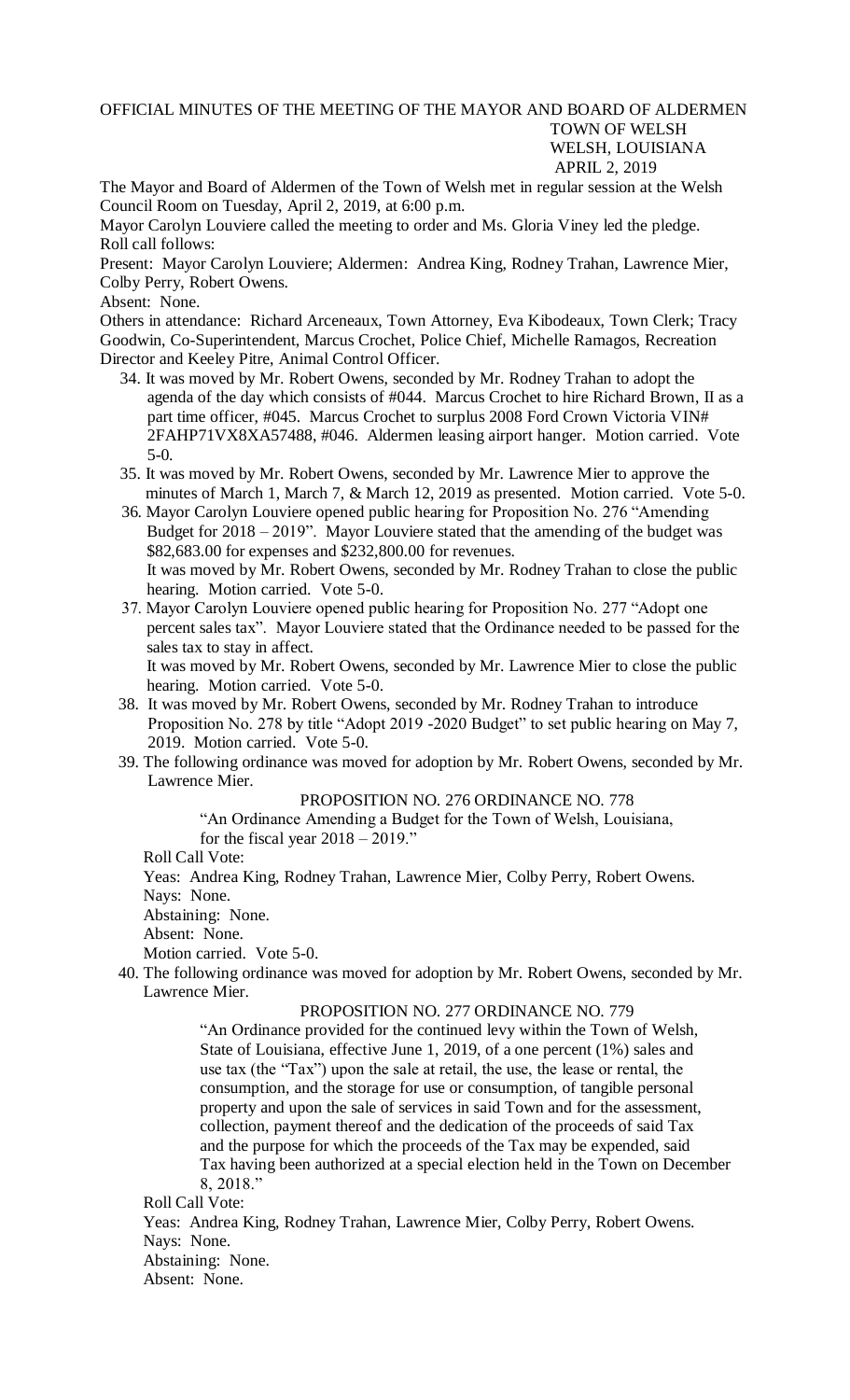# OFFICIAL MINUTES OF THE MEETING OF THE MAYOR AND BOARD OF ALDERMEN

TOWN OF WELSH
WELSH, LOUISIANA
APRIL 2, 2019

The Mayor and Board of Aldermen of the Town of Welsh met in regular session at the Welsh Council Room on Tuesday, April 2, 2019, at 6:00 p.m.

Mayor Carolyn Louviere called the meeting to order and Ms. Gloria Viney led the pledge. Roll call follows:

Present: Mayor Carolyn Louviere; Aldermen: Andrea King, Rodney Trahan, Lawrence Mier, Colby Perry, Robert Owens.

Absent: None.

Others in attendance: Richard Arceneaux, Town Attorney, Eva Kibodeaux, Town Clerk; Tracy Goodwin, Co-Superintendent, Marcus Crochet, Police Chief, Michelle Ramagos, Recreation Director and Keeley Pitre, Animal Control Officer.

34. It was moved by Mr. Robert Owens, seconded by Mr. Rodney Trahan to adopt the agenda of the day which consists of #044. Marcus Crochet to hire Richard Brown, II as a part time officer, #045. Marcus Crochet to surplus 2008 Ford Crown Victoria VIN# 2FAHP71VX8XA57488, #046. Aldermen leasing airport hanger. Motion carried. Vote 5-0.
35. It was moved by Mr. Robert Owens, seconded by Mr. Lawrence Mier to approve the minutes of March 1, March 7, & March 12, 2019 as presented. Motion carried. Vote 5-0.
36. Mayor Carolyn Louviere opened public hearing for Proposition No. 276 "Amending Budget for 2018 – 2019". Mayor Louviere stated that the amending of the budget was \$82,683.00 for expenses and \$232,800.00 for revenues.
   It was moved by Mr. Robert Owens, seconded by Mr. Rodney Trahan to close the public hearing. Motion carried. Vote 5-0.
37. Mayor Carolyn Louviere opened public hearing for Proposition No. 277 "Adopt one percent sales tax". Mayor Louviere stated that the Ordinance needed to be passed for the sales tax to stay in affect.
   It was moved by Mr. Robert Owens, seconded by Mr. Lawrence Mier to close the public hearing. Motion carried. Vote 5-0.
38. It was moved by Mr. Robert Owens, seconded by Mr. Rodney Trahan to introduce Proposition No. 278 by title "Adopt 2019 -2020 Budget" to set public hearing on May 7, 2019. Motion carried. Vote 5-0.
39. The following ordinance was moved for adoption by Mr. Robert Owens, seconded by Mr. Lawrence Mier.

   PROPOSITION NO. 276 ORDINANCE NO. 778

   "An Ordinance Amending a Budget for the Town of Welsh, Louisiana, for the fiscal year 2018 – 2019."

   Roll Call Vote:
   Yeas: Andrea King, Rodney Trahan, Lawrence Mier, Colby Perry, Robert Owens.
   Nays: None.
   Abstaining: None.
   Absent: None.
   Motion carried. Vote 5-0.
40. The following ordinance was moved for adoption by Mr. Robert Owens, seconded by Mr. Lawrence Mier.

   PROPOSITION NO. 277 ORDINANCE NO. 779

   "An Ordinance provided for the continued levy within the Town of Welsh, State of Louisiana, effective June 1, 2019, of a one percent (1%) sales and use tax (the "Tax") upon the sale at retail, the use, the lease or rental, the consumption, and the storage for use or consumption, of tangible personal property and upon the sale of services in said Town and for the assessment, collection, payment thereof and the dedication of the proceeds of said Tax and the purpose for which the proceeds of the Tax may be expended, said Tax having been authorized at a special election held in the Town on December 8, 2018."

   Roll Call Vote:
   Yeas: Andrea King, Rodney Trahan, Lawrence Mier, Colby Perry, Robert Owens.
   Nays: None.
   Abstaining: None.
   Absent: None.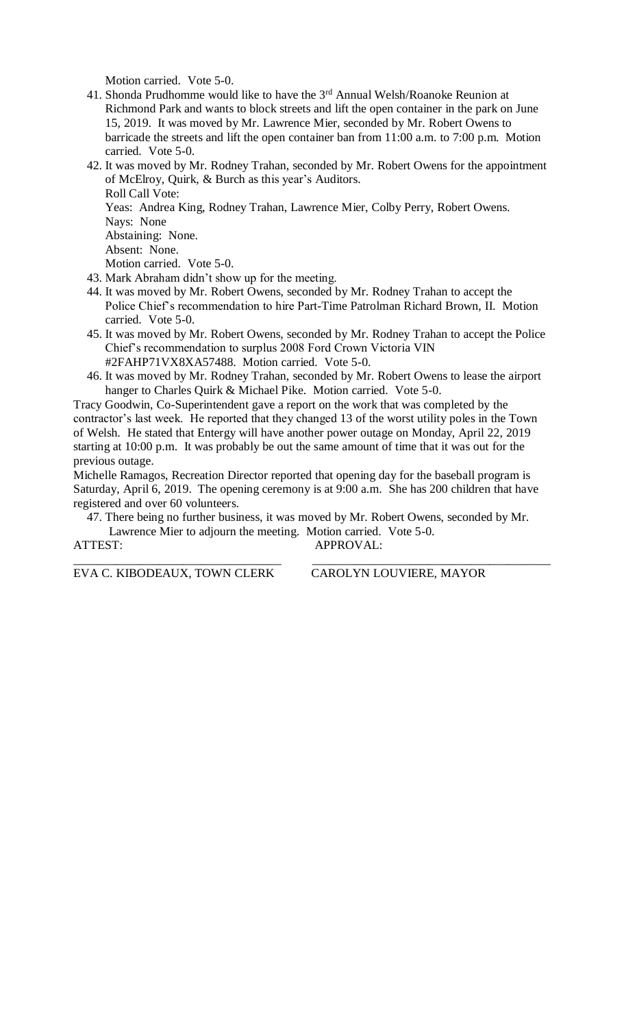Motion carried. Vote 5-0.

41. Shonda Prudhomme would like to have the 3rd Annual Welsh/Roanoke Reunion at Richmond Park and wants to block streets and lift the open container in the park on June 15, 2019. It was moved by Mr. Lawrence Mier, seconded by Mr. Robert Owens to barricade the streets and lift the open container ban from 11:00 a.m. to 7:00 p.m. Motion carried. Vote 5-0.
42. It was moved by Mr. Rodney Trahan, seconded by Mr. Robert Owens for the appointment of McElroy, Quirk, & Burch as this year's Auditors.
    Roll Call Vote:
    Yeas: Andrea King, Rodney Trahan, Lawrence Mier, Colby Perry, Robert Owens.
    Nays: None
    Abstaining: None.
    Absent: None.
    Motion carried. Vote 5-0.
43. Mark Abraham didn't show up for the meeting.
44. It was moved by Mr. Robert Owens, seconded by Mr. Rodney Trahan to accept the Police Chief's recommendation to hire Part-Time Patrolman Richard Brown, II. Motion carried. Vote 5-0.
45. It was moved by Mr. Robert Owens, seconded by Mr. Rodney Trahan to accept the Police Chief's recommendation to surplus 2008 Ford Crown Victoria VIN #2FAHP71VX8XA57488. Motion carried. Vote 5-0.
46. It was moved by Mr. Rodney Trahan, seconded by Mr. Robert Owens to lease the airport hanger to Charles Quirk & Michael Pike. Motion carried. Vote 5-0.

Tracy Goodwin, Co-Superintendent gave a report on the work that was completed by the contractor's last week. He reported that they changed 13 of the worst utility poles in the Town of Welsh. He stated that Entergy will have another power outage on Monday, April 22, 2019 starting at 10:00 p.m. It was probably be out the same amount of time that it was out for the previous outage.

Michelle Ramagos, Recreation Director reported that opening day for the baseball program is Saturday, April 6, 2019. The opening ceremony is at 9:00 a.m. She has 200 children that have registered and over 60 volunteers.

47. There being no further business, it was moved by Mr. Robert Owens, seconded by Mr. Lawrence Mier to adjourn the meeting. Motion carried. Vote 5-0.

ATTEST: APPROVAL:

\_\_\_\_\_\_\_\_\_\_\_\_\_\_\_\_\_\_\_\_\_\_\_\_\_\_\_\_\_\_\_\_\_\_ \_\_\_\_\_\_\_\_\_\_\_\_\_\_\_\_\_\_\_\_\_\_\_\_\_\_\_\_\_\_\_\_\_\_\_\_\_\_

EVA C. KIBODEAUX, TOWN CLERK CAROLYN LOUVIERE, MAYOR